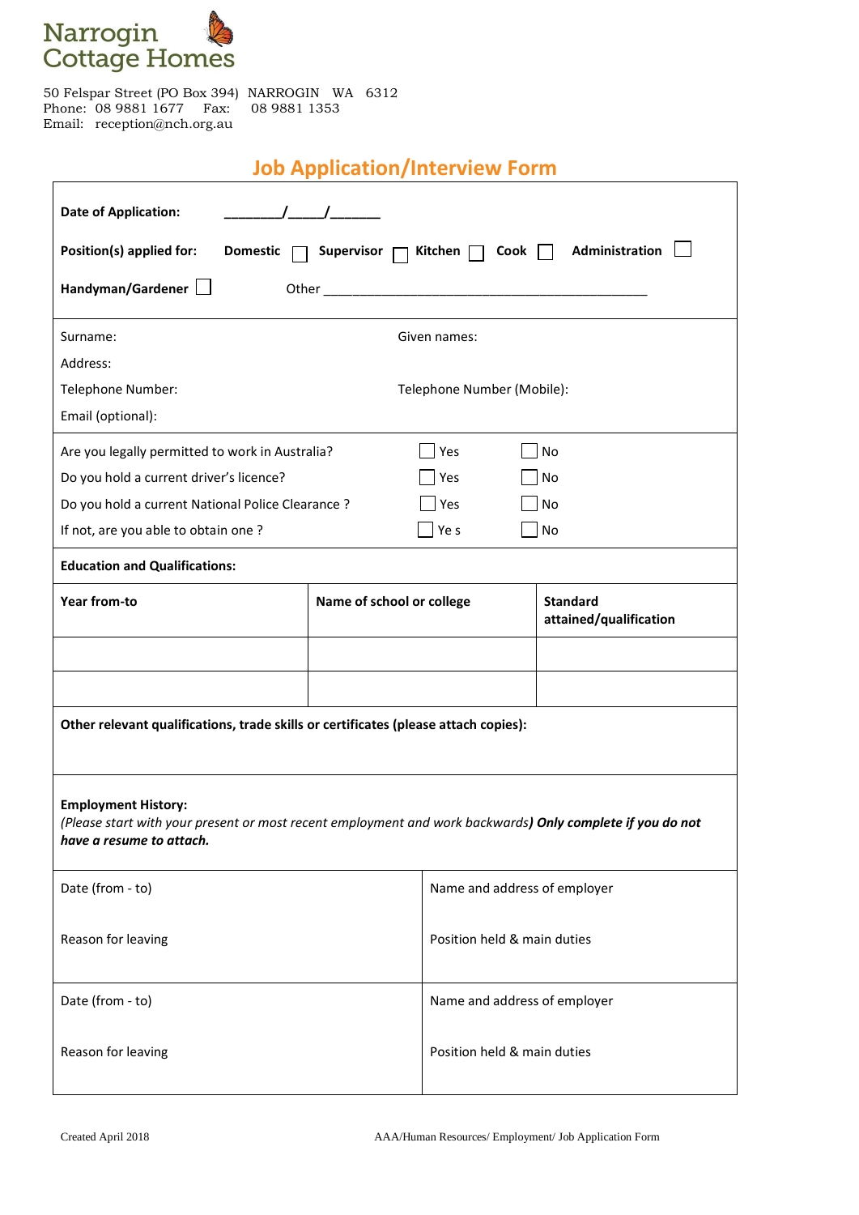Narrogin Cottage Homes

50 Felspar Street (PO Box 394) NARROGIN WA 6312
Phone: 08 9881 1677 Fax: 08 9881 1353
Email: reception@nch.org.au

# Job Application/Interview Form

**Date of Application:** _______/____/______

**Position(s) applied for:** **Domestic** ☐ **Supervisor** ☐ **Kitchen** ☐ **Cook** ☐ **Administration** ☐

**Handyman/Gardener** ☐ Other ______________________________________________

Surname: Given names:

Address:

Telephone Number: Telephone Number (Mobile):

Email (optional):

| | | |
|---|---|---|
| Are you legally permitted to work in Australia? | ☐ Yes | ☐ No |
| Do you hold a current driver's licence? | ☐ Yes | ☐ No |
| Do you hold a current National Police Clearance ? | ☐ Yes | ☐ No |
| If not, are you able to obtain one ? | ☐ Ye s | ☐ No |

**Education and Qualifications:**

| Year from-to | Name of school or college | Standard attained/qualification |
|---|---|---|
| | | |
| | | |

**Other relevant qualifications, trade skills or certificates (please attach copies):**

**Employment History:**
*(Please start with your present or most recent employment and work backwards)* ***Only complete if you do not have a resume to attach.***

| | |
|---|---|
| Date (from - to)<br><br>Reason for leaving | Name and address of employer<br><br>Position held & main duties |
| Date (from - to)<br><br>Reason for leaving | Name and address of employer<br><br>Position held & main duties |

Created April 2018 AAA/Human Resources/ Employment/ Job Application Form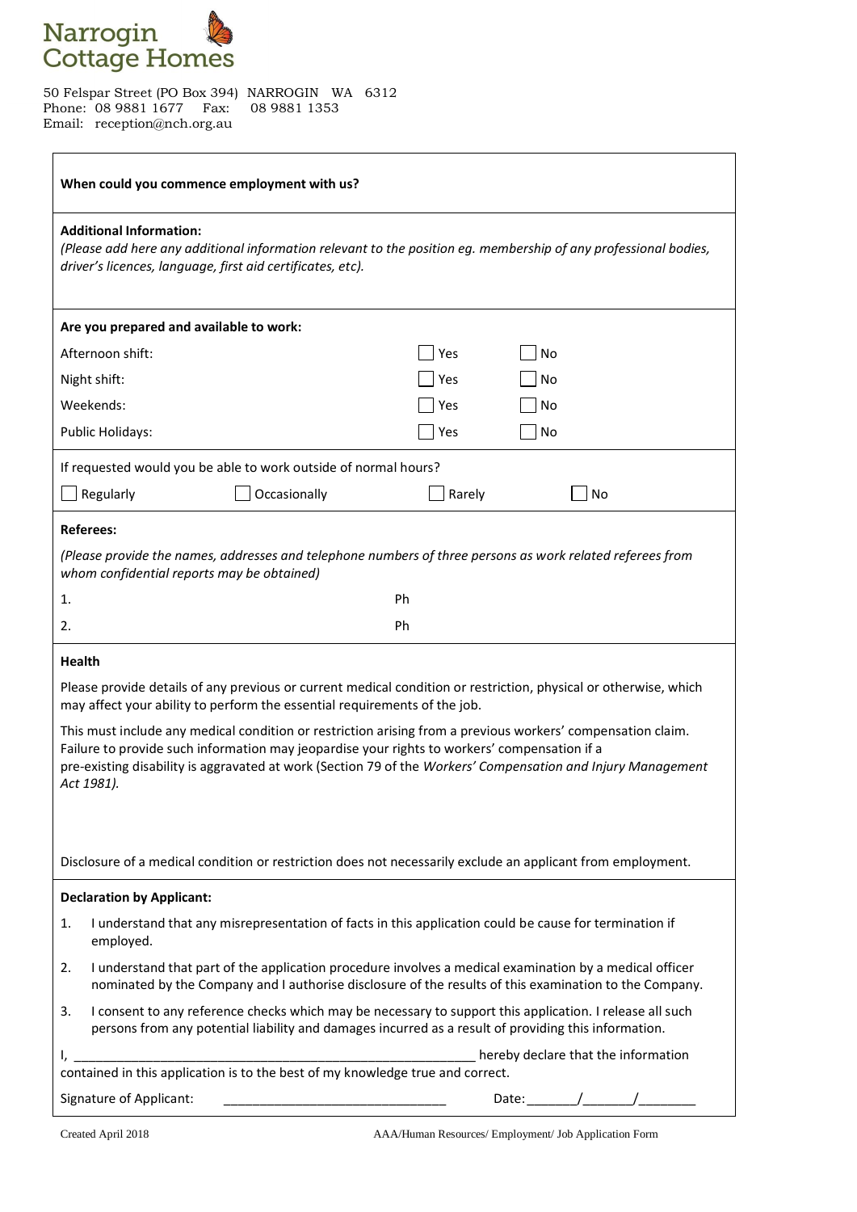Narrogin Cottage Homes

50 Felspar Street (PO Box 394) NARROGIN WA 6312
Phone: 08 9881 1677 Fax: 08 9881 1353
Email: reception@nch.org.au

**When could you commence employment with us?**

**Additional Information:**
*(Please add here any additional information relevant to the position eg. membership of any professional bodies, driver's licences, language, first aid certificates, etc).*

**Are you prepared and available to work:**

| | | |
|---|---|---|
| Afternoon shift: | ☐ Yes | ☐ No |
| Night shift: | ☐ Yes | ☐ No |
| Weekends: | ☐ Yes | ☐ No |
| Public Holidays: | ☐ Yes | ☐ No |

If requested would you be able to work outside of normal hours?

☐ Regularly ☐ Occasionally ☐ Rarely ☐ No

**Referees:**

*(Please provide the names, addresses and telephone numbers of three persons as work related referees from whom confidential reports may be obtained)*

1. Ph
2. Ph

**Health**

Please provide details of any previous or current medical condition or restriction, physical or otherwise, which may affect your ability to perform the essential requirements of the job.

This must include any medical condition or restriction arising from a previous workers' compensation claim. Failure to provide such information may jeopardise your rights to workers' compensation if a pre-existing disability is aggravated at work (Section 79 of the *Workers' Compensation and Injury Management Act 1981).*

Disclosure of a medical condition or restriction does not necessarily exclude an applicant from employment.

**Declaration by Applicant:**

1. I understand that any misrepresentation of facts in this application could be cause for termination if employed.
2. I understand that part of the application procedure involves a medical examination by a medical officer nominated by the Company and I authorise disclosure of the results of this examination to the Company.
3. I consent to any reference checks which may be necessary to support this application. I release all such persons from any potential liability and damages incurred as a result of providing this information.

I, ______________________________________________________ hereby declare that the information contained in this application is to the best of my knowledge true and correct.

Signature of Applicant: ______________________________ Date: _______/_______/________

Created April 2018 AAA/Human Resources/ Employment/ Job Application Form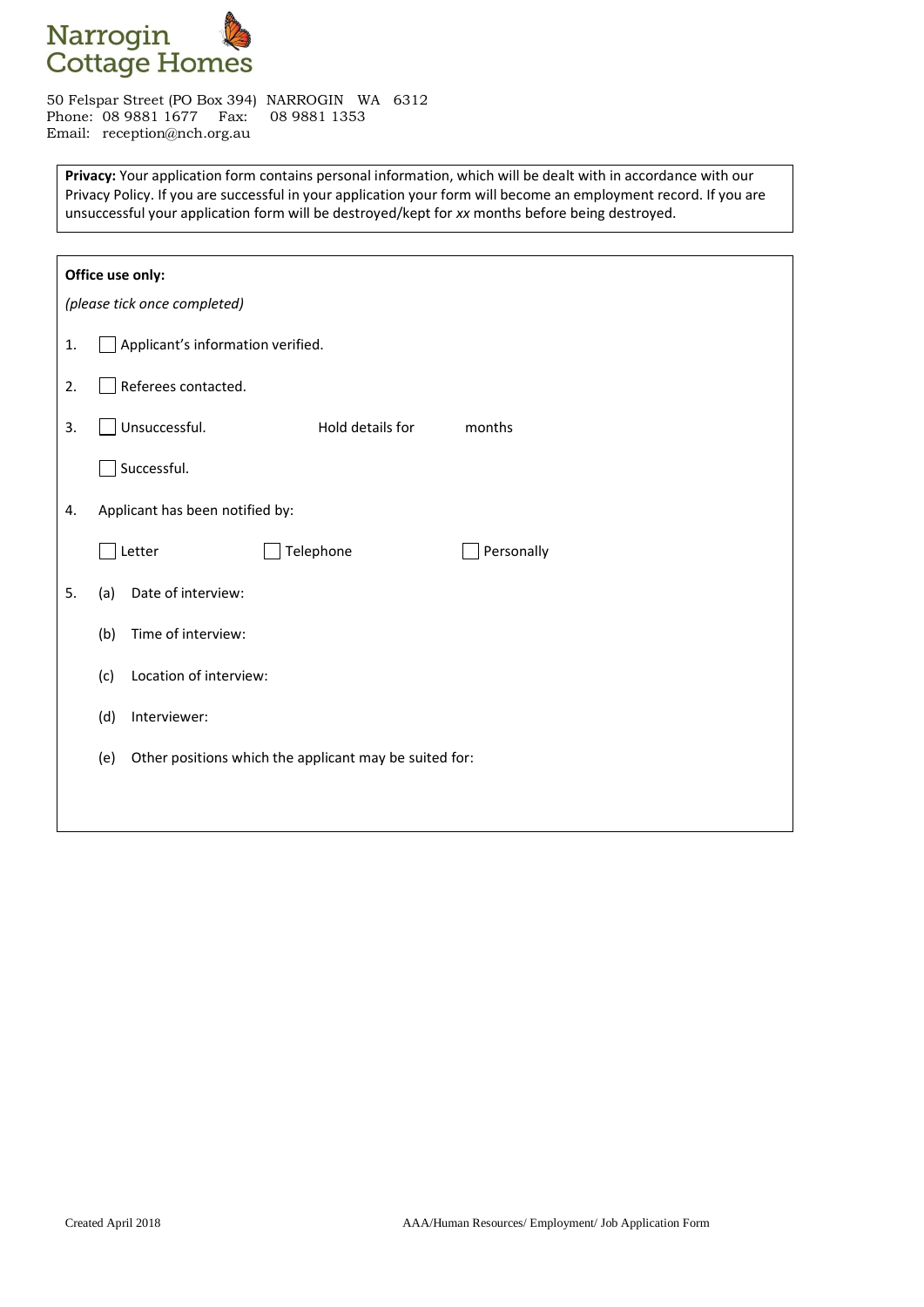# Narrogin Cottage Homes

50 Felspar Street (PO Box 394) NARROGIN WA 6312
Phone: 08 9881 1677 Fax: 08 9881 1353
Email: reception@nch.org.au

**Privacy:** Your application form contains personal information, which will be dealt with in accordance with our Privacy Policy. If you are successful in your application your form will become an employment record. If you are unsuccessful your application form will be destroyed/kept for *xx* months before being destroyed.

**Office use only:**

*(please tick once completed)*

1. ☐ Applicant's information verified.
2. ☐ Referees contacted.
3. ☐ Unsuccessful. Hold details for months

   ☐ Successful.
4. Applicant has been notified by:

   ☐ Letter ☐ Telephone ☐ Personally
5. (a) Date of interview:

   (b) Time of interview:

   (c) Location of interview:

   (d) Interviewer:

   (e) Other positions which the applicant may be suited for:

Created April 2018 AAA/Human Resources/ Employment/ Job Application Form